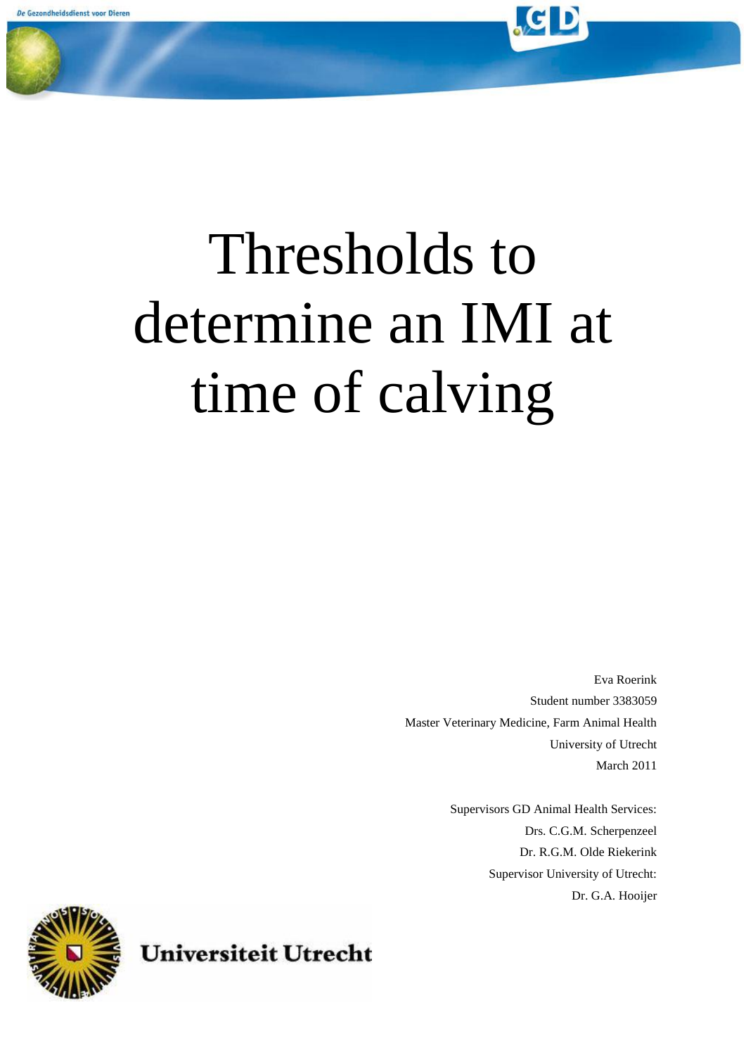De Gezondheidsdienst voor Dieren

# Thresholds to determine an IMI at time of calving

Eva Roerink

Student number 3383059

Master Veterinary Medicine, Farm Animal Health

University of Utrecht

March 2011

Supervisors GD Animal Health Services:

Drs. C.G.M. Scherpenzeel

Dr. R.G.M. Olde Riekerink

Supervisor University of Utrecht:

Dr. G.A. Hooijer

Universiteit Utrecht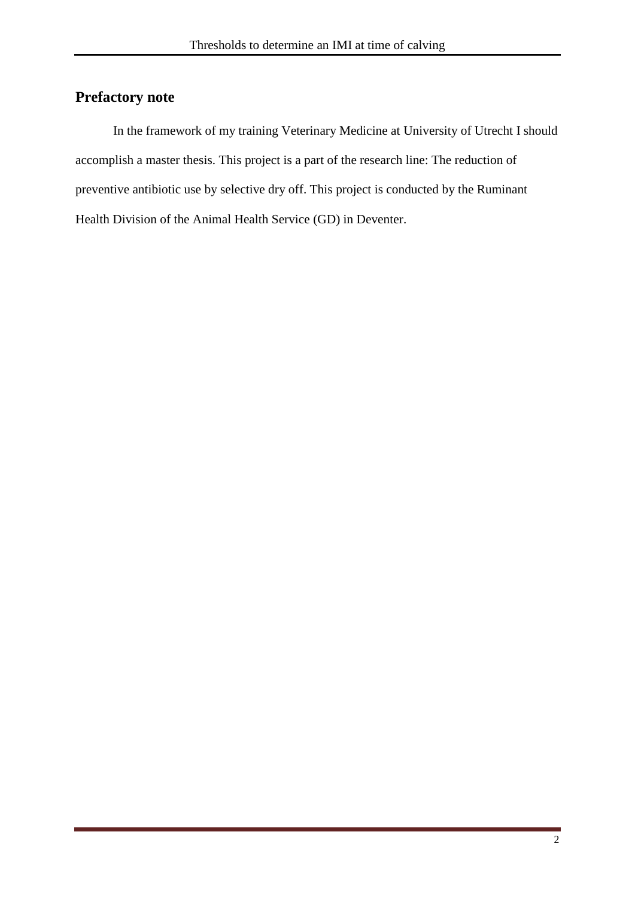## Prefactory note

In the framework of my training Veterinary Medicine at University of Utrecht I should accomplish a master thesis. This project is a part of the research line: The reduction of preventive antibiotic use by selective dry off. This project is conducted by the Ruminant Health Division of the Animal Health Service (GD) in Deventer.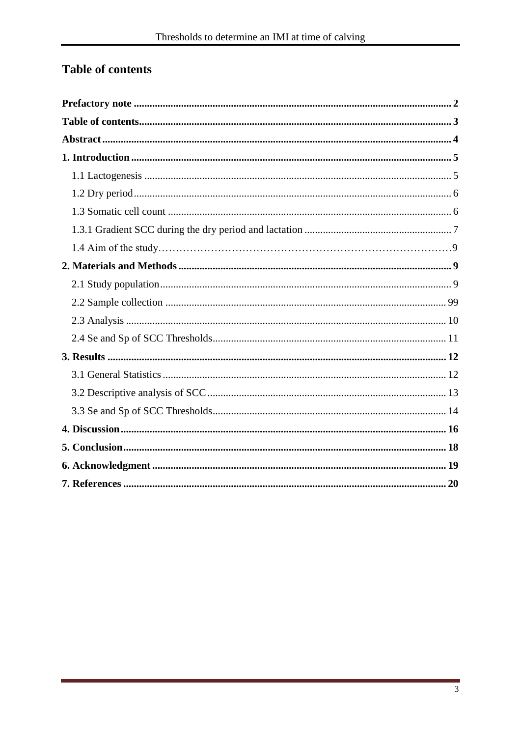# Table of contents

**Prefactory note** .......... **2**

**Table of contents** .......... **3**

**Abstract** .......... **4**

**1. Introduction** .......... **5**

1.1 Lactogenesis .......... 5

1.2 Dry period .......... 6

1.3 Somatic cell count .......... 6

1.3.1 Gradient SCC during the dry period and lactation .......... 7

1.4 Aim of the study .......... 9

**2. Materials and Methods** .......... **9**

2.1 Study population .......... 9

2.2 Sample collection .......... 99

2.3 Analysis .......... 10

2.4 Se and Sp of SCC Thresholds .......... 11

**3. Results** .......... **12**

3.1 General Statistics .......... 12

3.2 Descriptive analysis of SCC .......... 13

3.3 Se and Sp of SCC Thresholds .......... 14

**4. Discussion** .......... **16**

**5. Conclusion** .......... **18**

**6. Acknowledgment** .......... **19**

**7. References** .......... **20**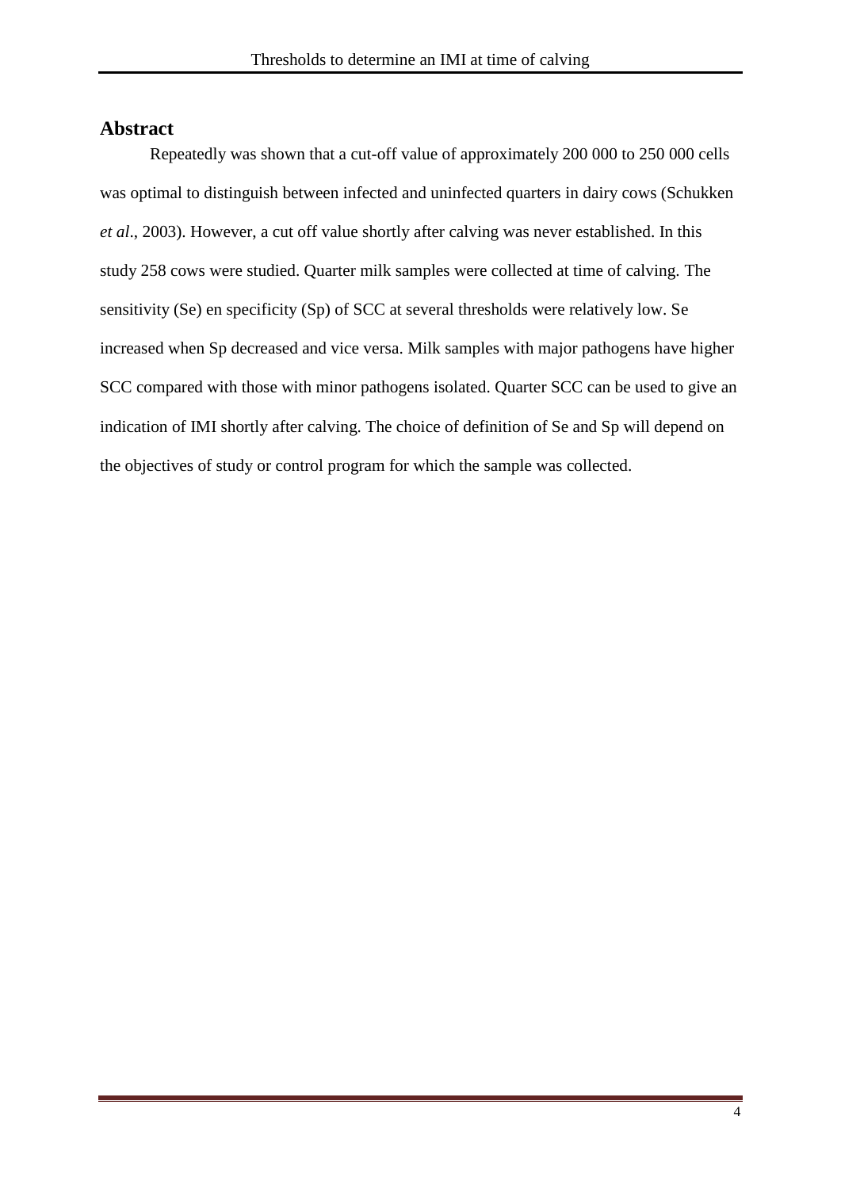## Abstract

Repeatedly was shown that a cut-off value of approximately 200 000 to 250 000 cells was optimal to distinguish between infected and uninfected quarters in dairy cows (Schukken *et al*., 2003). However, a cut off value shortly after calving was never established. In this study 258 cows were studied. Quarter milk samples were collected at time of calving. The sensitivity (Se) en specificity (Sp) of SCC at several thresholds were relatively low. Se increased when Sp decreased and vice versa. Milk samples with major pathogens have higher SCC compared with those with minor pathogens isolated. Quarter SCC can be used to give an indication of IMI shortly after calving. The choice of definition of Se and Sp will depend on the objectives of study or control program for which the sample was collected.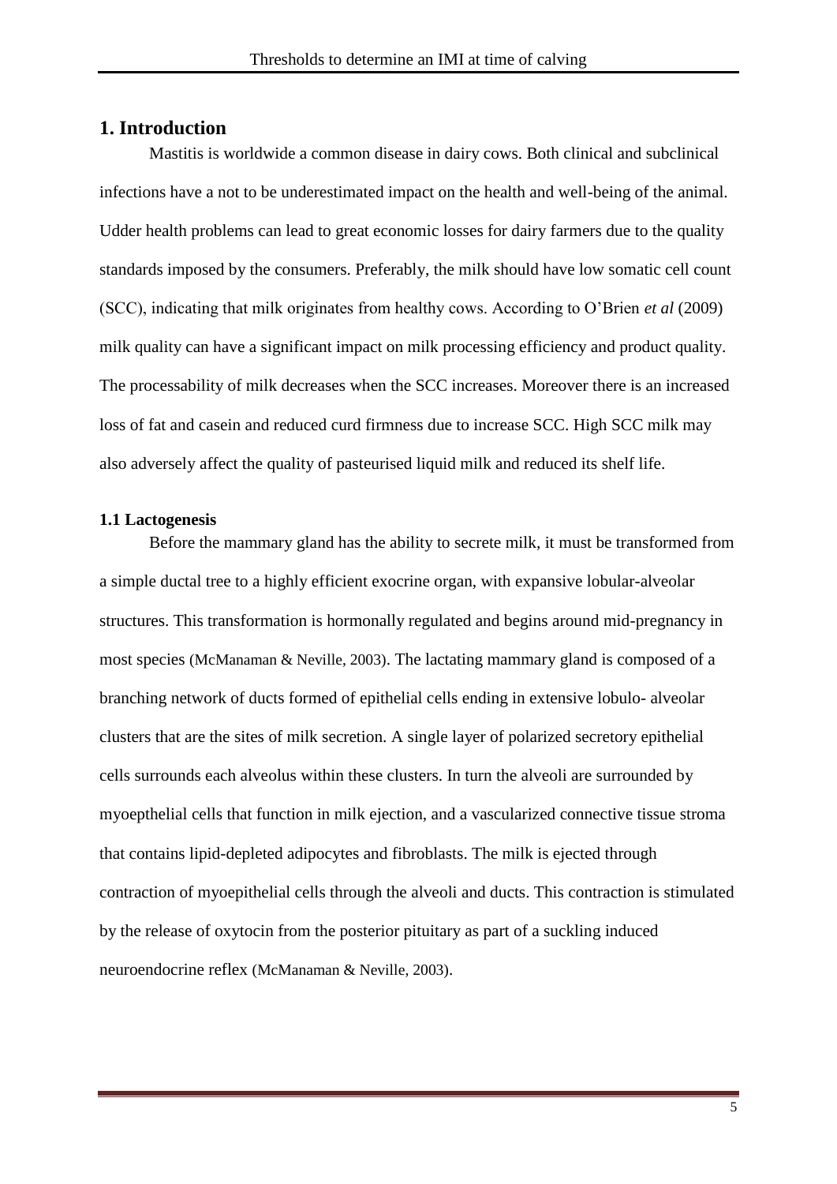# 1. Introduction

Mastitis is worldwide a common disease in dairy cows. Both clinical and subclinical infections have a not to be underestimated impact on the health and well-being of the animal. Udder health problems can lead to great economic losses for dairy farmers due to the quality standards imposed by the consumers. Preferably, the milk should have low somatic cell count (SCC), indicating that milk originates from healthy cows. According to O'Brien *et al* (2009) milk quality can have a significant impact on milk processing efficiency and product quality. The processability of milk decreases when the SCC increases. Moreover there is an increased loss of fat and casein and reduced curd firmness due to increase SCC. High SCC milk may also adversely affect the quality of pasteurised liquid milk and reduced its shelf life.

### 1.1 Lactogenesis

Before the mammary gland has the ability to secrete milk, it must be transformed from a simple ductal tree to a highly efficient exocrine organ, with expansive lobular-alveolar structures. This transformation is hormonally regulated and begins around mid-pregnancy in most species (McManaman & Neville, 2003). The lactating mammary gland is composed of a branching network of ducts formed of epithelial cells ending in extensive lobulo- alveolar clusters that are the sites of milk secretion. A single layer of polarized secretory epithelial cells surrounds each alveolus within these clusters. In turn the alveoli are surrounded by myoepthelial cells that function in milk ejection, and a vascularized connective tissue stroma that contains lipid-depleted adipocytes and fibroblasts. The milk is ejected through contraction of myoepithelial cells through the alveoli and ducts. This contraction is stimulated by the release of oxytocin from the posterior pituitary as part of a suckling induced neuroendocrine reflex (McManaman & Neville, 2003).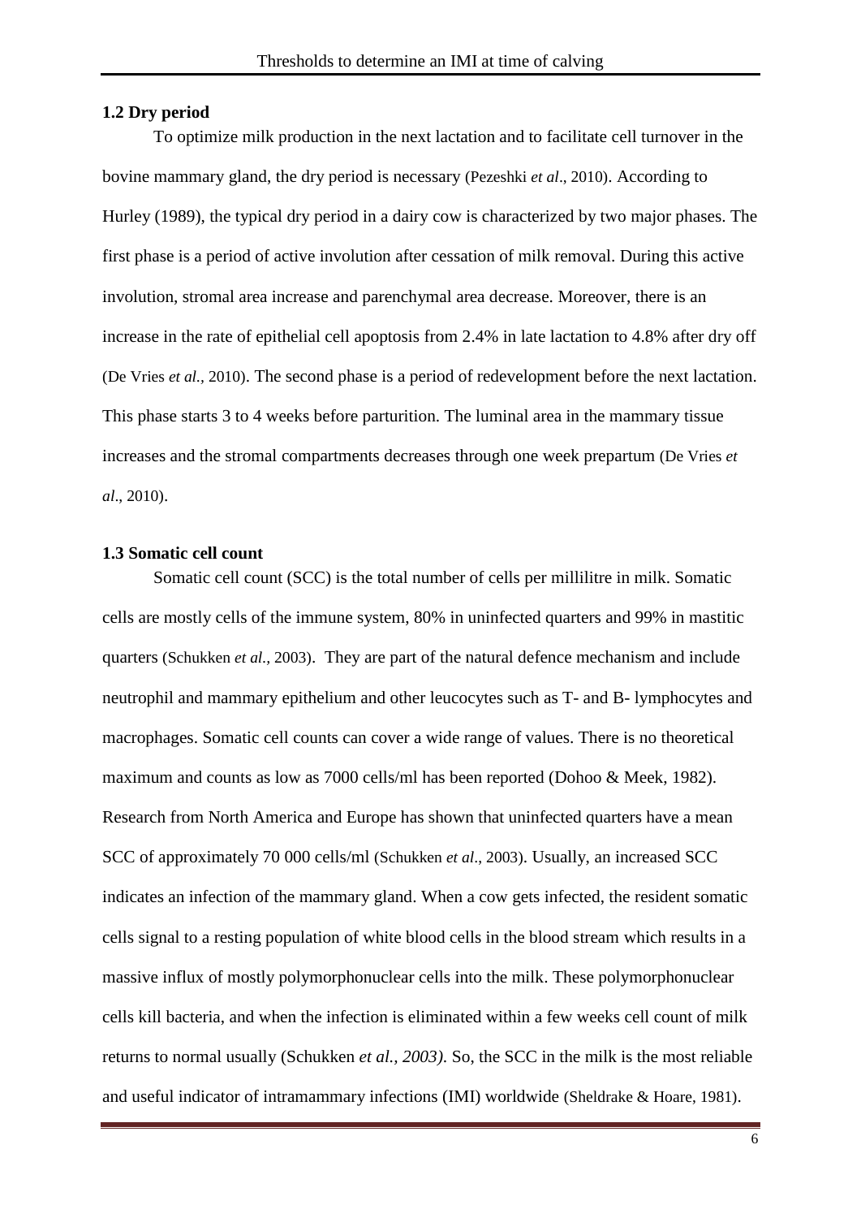**1.2 Dry period**

To optimize milk production in the next lactation and to facilitate cell turnover in the bovine mammary gland, the dry period is necessary (Pezeshki *et al*., 2010). According to Hurley (1989), the typical dry period in a dairy cow is characterized by two major phases. The first phase is a period of active involution after cessation of milk removal. During this active involution, stromal area increase and parenchymal area decrease. Moreover, there is an increase in the rate of epithelial cell apoptosis from 2.4% in late lactation to 4.8% after dry off (De Vries *et al.,* 2010). The second phase is a period of redevelopment before the next lactation. This phase starts 3 to 4 weeks before parturition. The luminal area in the mammary tissue increases and the stromal compartments decreases through one week prepartum (De Vries *et al*., 2010).

**1.3 Somatic cell count**

Somatic cell count (SCC) is the total number of cells per millilitre in milk. Somatic cells are mostly cells of the immune system, 80% in uninfected quarters and 99% in mastitic quarters (Schukken *et al.,* 2003). They are part of the natural defence mechanism and include neutrophil and mammary epithelium and other leucocytes such as T- and B- lymphocytes and macrophages. Somatic cell counts can cover a wide range of values. There is no theoretical maximum and counts as low as 7000 cells/ml has been reported (Dohoo & Meek, 1982). Research from North America and Europe has shown that uninfected quarters have a mean SCC of approximately 70 000 cells/ml (Schukken *et al*., 2003). Usually, an increased SCC indicates an infection of the mammary gland. When a cow gets infected, the resident somatic cells signal to a resting population of white blood cells in the blood stream which results in a massive influx of mostly polymorphonuclear cells into the milk. These polymorphonuclear cells kill bacteria, and when the infection is eliminated within a few weeks cell count of milk returns to normal usually (Schukken *et al., 2003)*. So, the SCC in the milk is the most reliable and useful indicator of intramammary infections (IMI) worldwide (Sheldrake & Hoare, 1981).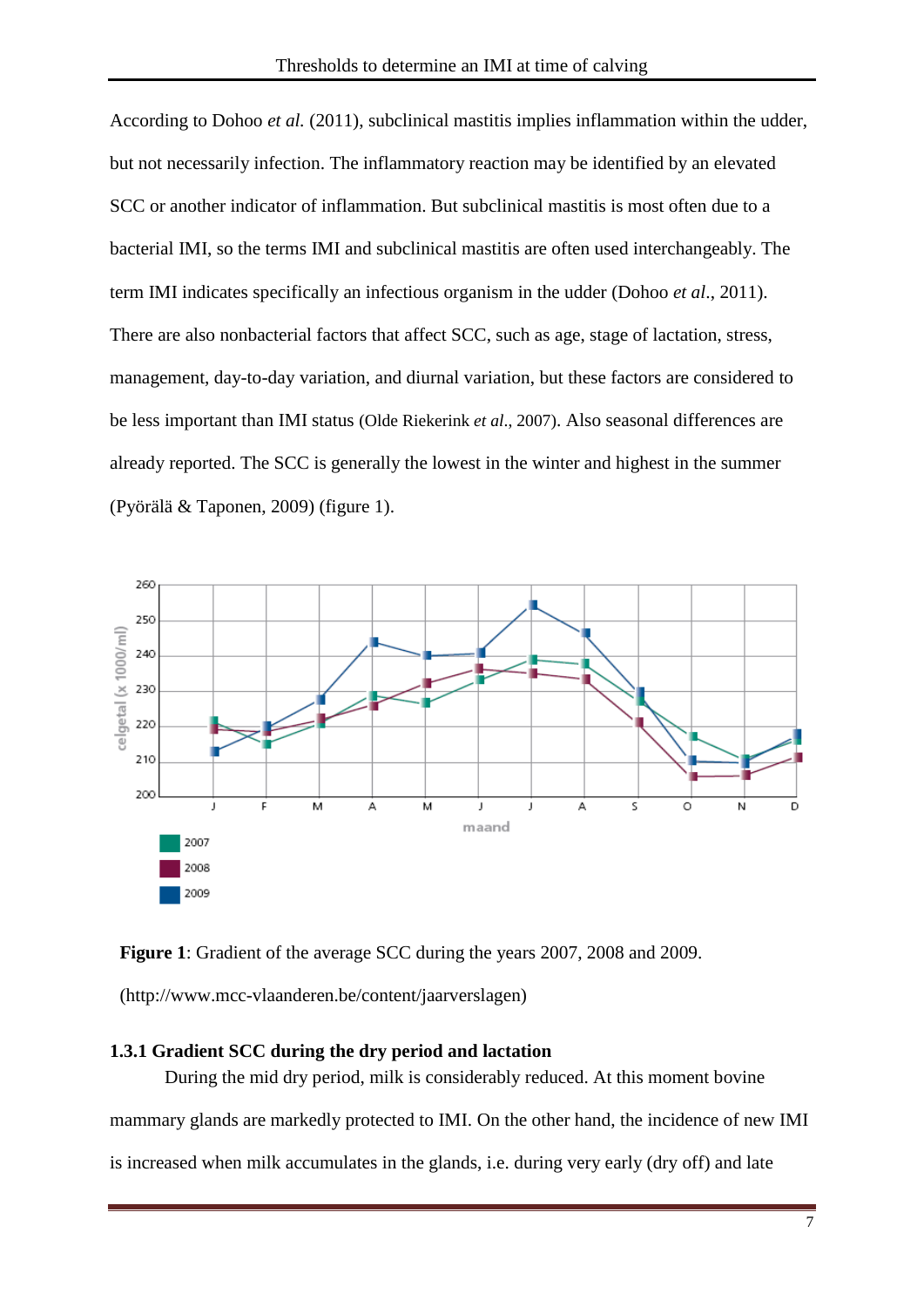According to Dohoo *et al.* (2011), subclinical mastitis implies inflammation within the udder, but not necessarily infection. The inflammatory reaction may be identified by an elevated SCC or another indicator of inflammation. But subclinical mastitis is most often due to a bacterial IMI, so the terms IMI and subclinical mastitis are often used interchangeably. The term IMI indicates specifically an infectious organism in the udder (Dohoo *et al*., 2011). There are also nonbacterial factors that affect SCC, such as age, stage of lactation, stress, management, day-to-day variation, and diurnal variation, but these factors are considered to be less important than IMI status (Olde Riekerink *et al*., 2007). Also seasonal differences are already reported. The SCC is generally the lowest in the winter and highest in the summer (Pyörälä & Taponen, 2009) (figure 1).

**Figure 1**: Gradient of the average SCC during the years 2007, 2008 and 2009. (http://www.mcc-vlaanderen.be/content/jaarverslagen)

### 1.3.1 Gradient SCC during the dry period and lactation

During the mid dry period, milk is considerably reduced. At this moment bovine mammary glands are markedly protected to IMI. On the other hand, the incidence of new IMI is increased when milk accumulates in the glands, i.e. during very early (dry off) and late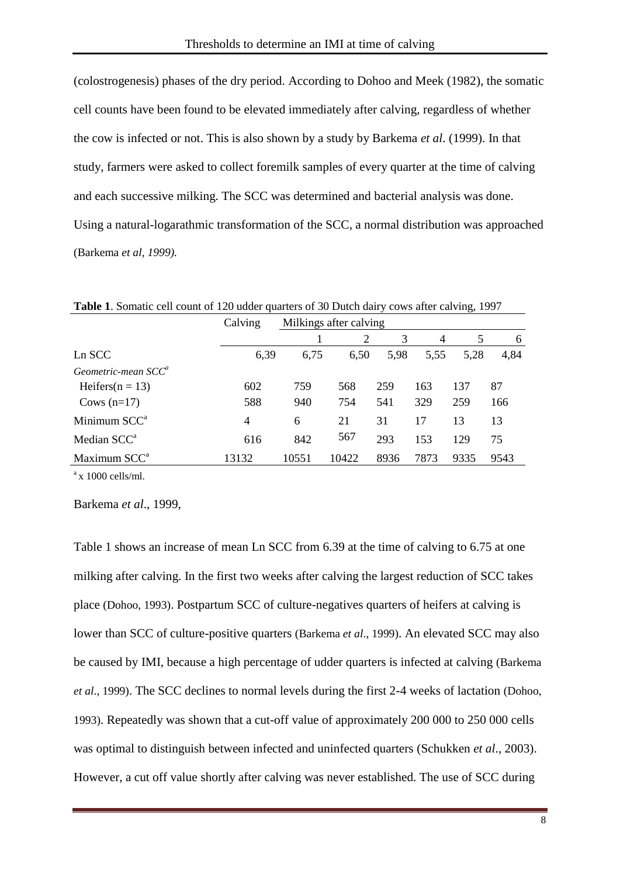(colostrogenesis) phases of the dry period. According to Dohoo and Meek (1982), the somatic cell counts have been found to be elevated immediately after calving, regardless of whether the cow is infected or not. This is also shown by a study by Barkema *et al*. (1999). In that study, farmers were asked to collect foremilk samples of every quarter at the time of calving and each successive milking. The SCC was determined and bacterial analysis was done. Using a natural-logarathmic transformation of the SCC, a normal distribution was approached (Barkema *et al, 1999).*

**Table 1**. Somatic cell count of 120 udder quarters of 30 Dutch dairy cows after calving, 1997

| | Calving | Milkings after calving | | | | | |
|---|---|---|---|---|---|---|---|
| | | 1 | 2 | 3 | 4 | 5 | 6 |
| Ln SCC | 6,39 | 6,75 | 6,50 | 5,98 | 5,55 | 5,28 | 4,84 |
| *Geometric-mean SCC*[a] | | | | | | | |
| Heifers(n = 13) | 602 | 759 | 568 | 259 | 163 | 137 | 87 |
| Cows (n=17) | 588 | 940 | 754 | 541 | 329 | 259 | 166 |
| Minimum SCC[a] | 4 | 6 | 21 | 31 | 17 | 13 | 13 |
| Median SCC[a] | 616 | 842 | 567 | 293 | 153 | 129 | 75 |
| Maximum SCC[a] | 13132 | 10551 | 10422 | 8936 | 7873 | 9335 | 9543 |

[a] x 1000 cells/ml.

Barkema *et al*., 1999,

Table 1 shows an increase of mean Ln SCC from 6.39 at the time of calving to 6.75 at one milking after calving. In the first two weeks after calving the largest reduction of SCC takes place (Dohoo, 1993). Postpartum SCC of culture-negatives quarters of heifers at calving is lower than SCC of culture-positive quarters (Barkema *et al*., 1999). An elevated SCC may also be caused by IMI, because a high percentage of udder quarters is infected at calving (Barkema *et al*., 1999). The SCC declines to normal levels during the first 2-4 weeks of lactation (Dohoo, 1993). Repeatedly was shown that a cut-off value of approximately 200 000 to 250 000 cells was optimal to distinguish between infected and uninfected quarters (Schukken *et al*., 2003). However, a cut off value shortly after calving was never established. The use of SCC during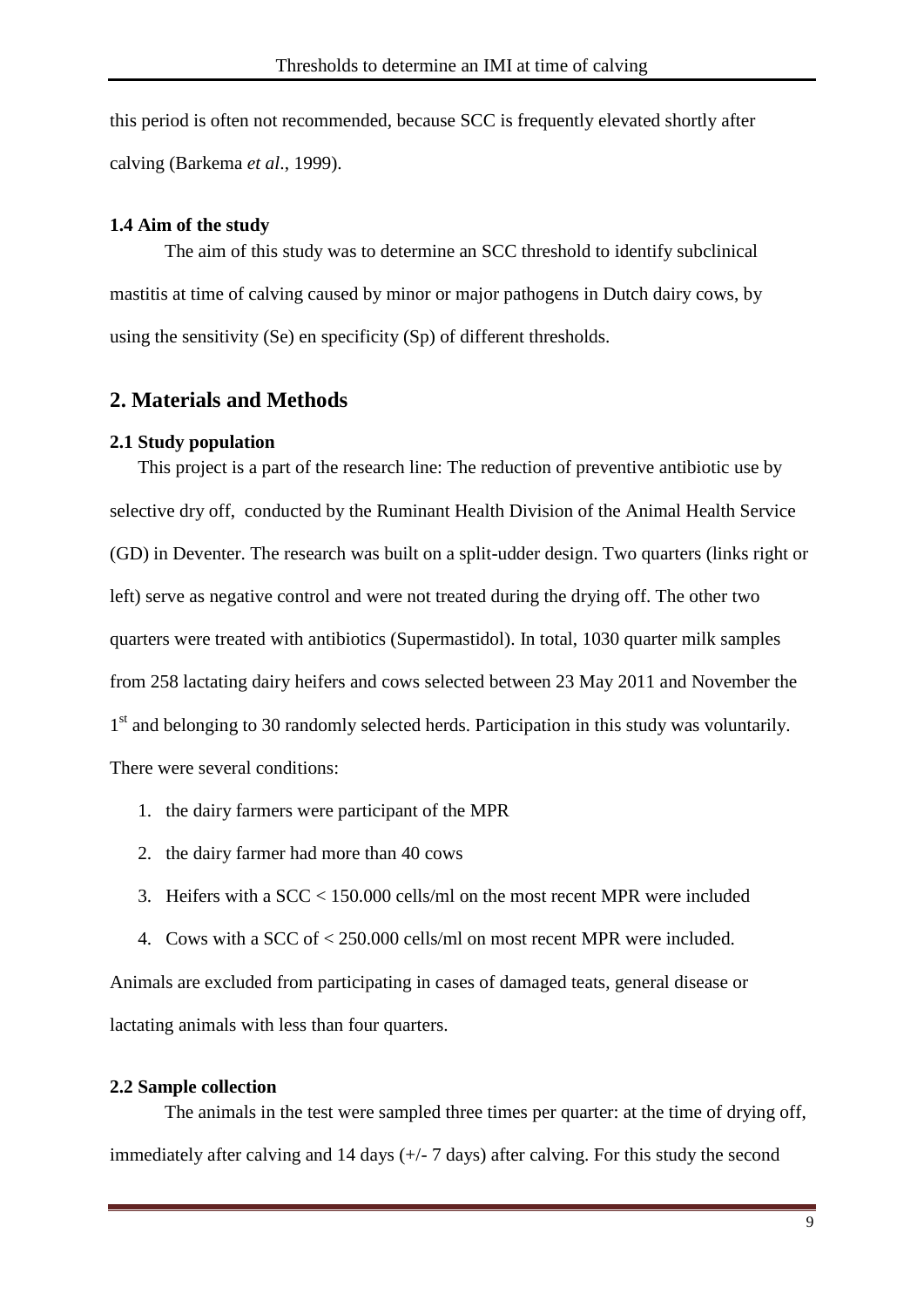this period is often not recommended, because SCC is frequently elevated shortly after calving (Barkema *et al*., 1999).

### 1.4 Aim of the study

The aim of this study was to determine an SCC threshold to identify subclinical mastitis at time of calving caused by minor or major pathogens in Dutch dairy cows, by using the sensitivity (Se) en specificity (Sp) of different thresholds.

## 2. Materials and Methods

### 2.1 Study population

This project is a part of the research line: The reduction of preventive antibiotic use by selective dry off, conducted by the Ruminant Health Division of the Animal Health Service (GD) in Deventer. The research was built on a split-udder design. Two quarters (links right or left) serve as negative control and were not treated during the drying off. The other two quarters were treated with antibiotics (Supermastidol). In total, 1030 quarter milk samples from 258 lactating dairy heifers and cows selected between 23 May 2011 and November the 1st and belonging to 30 randomly selected herds. Participation in this study was voluntarily. There were several conditions:

1. the dairy farmers were participant of the MPR
2. the dairy farmer had more than 40 cows
3. Heifers with a SCC < 150.000 cells/ml on the most recent MPR were included
4. Cows with a SCC of < 250.000 cells/ml on most recent MPR were included.

Animals are excluded from participating in cases of damaged teats, general disease or lactating animals with less than four quarters.

### 2.2 Sample collection

The animals in the test were sampled three times per quarter: at the time of drying off, immediately after calving and 14 days (+/- 7 days) after calving. For this study the second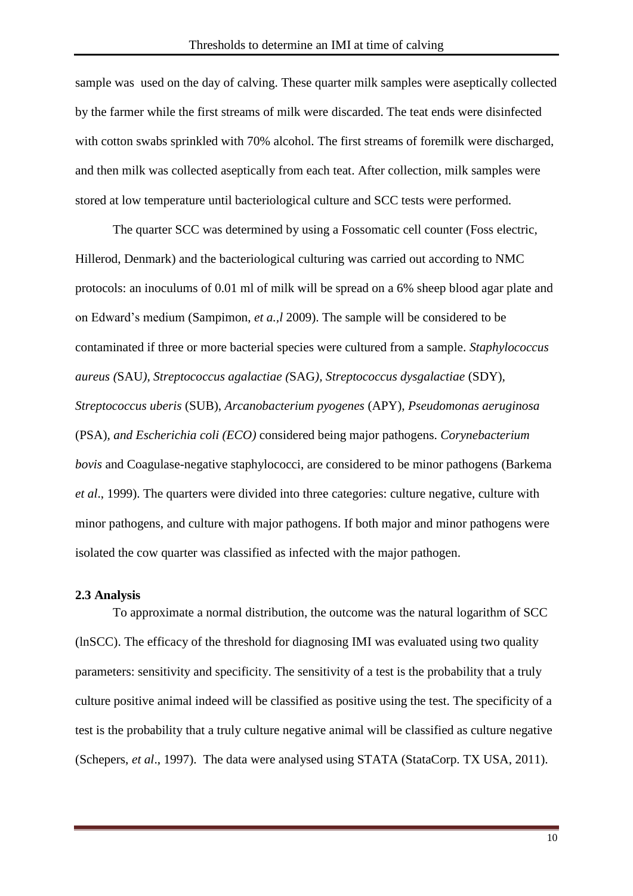sample was used on the day of calving. These quarter milk samples were aseptically collected by the farmer while the first streams of milk were discarded. The teat ends were disinfected with cotton swabs sprinkled with 70% alcohol. The first streams of foremilk were discharged, and then milk was collected aseptically from each teat. After collection, milk samples were stored at low temperature until bacteriological culture and SCC tests were performed.

The quarter SCC was determined by using a Fossomatic cell counter (Foss electric, Hillerod, Denmark) and the bacteriological culturing was carried out according to NMC protocols: an inoculums of 0.01 ml of milk will be spread on a 6% sheep blood agar plate and on Edward's medium (Sampimon, *et a.,l* 2009). The sample will be considered to be contaminated if three or more bacterial species were cultured from a sample. *Staphylococcus aureus (*SAU*), Streptococcus agalactiae (*SAG*), Streptococcus dysgalactiae* (SDY)*, Streptococcus uberis* (SUB)*, Arcanobacterium pyogenes* (APY)*, Pseudomonas aeruginosa* (PSA)*, and Escherichia coli (ECO)* considered being major pathogens. *Corynebacterium bovis* and Coagulase-negative staphylococci, are considered to be minor pathogens (Barkema *et al*., 1999). The quarters were divided into three categories: culture negative, culture with minor pathogens, and culture with major pathogens. If both major and minor pathogens were isolated the cow quarter was classified as infected with the major pathogen.

### 2.3 Analysis

To approximate a normal distribution, the outcome was the natural logarithm of SCC (lnSCC). The efficacy of the threshold for diagnosing IMI was evaluated using two quality parameters: sensitivity and specificity. The sensitivity of a test is the probability that a truly culture positive animal indeed will be classified as positive using the test. The specificity of a test is the probability that a truly culture negative animal will be classified as culture negative (Schepers, *et al*., 1997). The data were analysed using STATA (StataCorp. TX USA, 2011).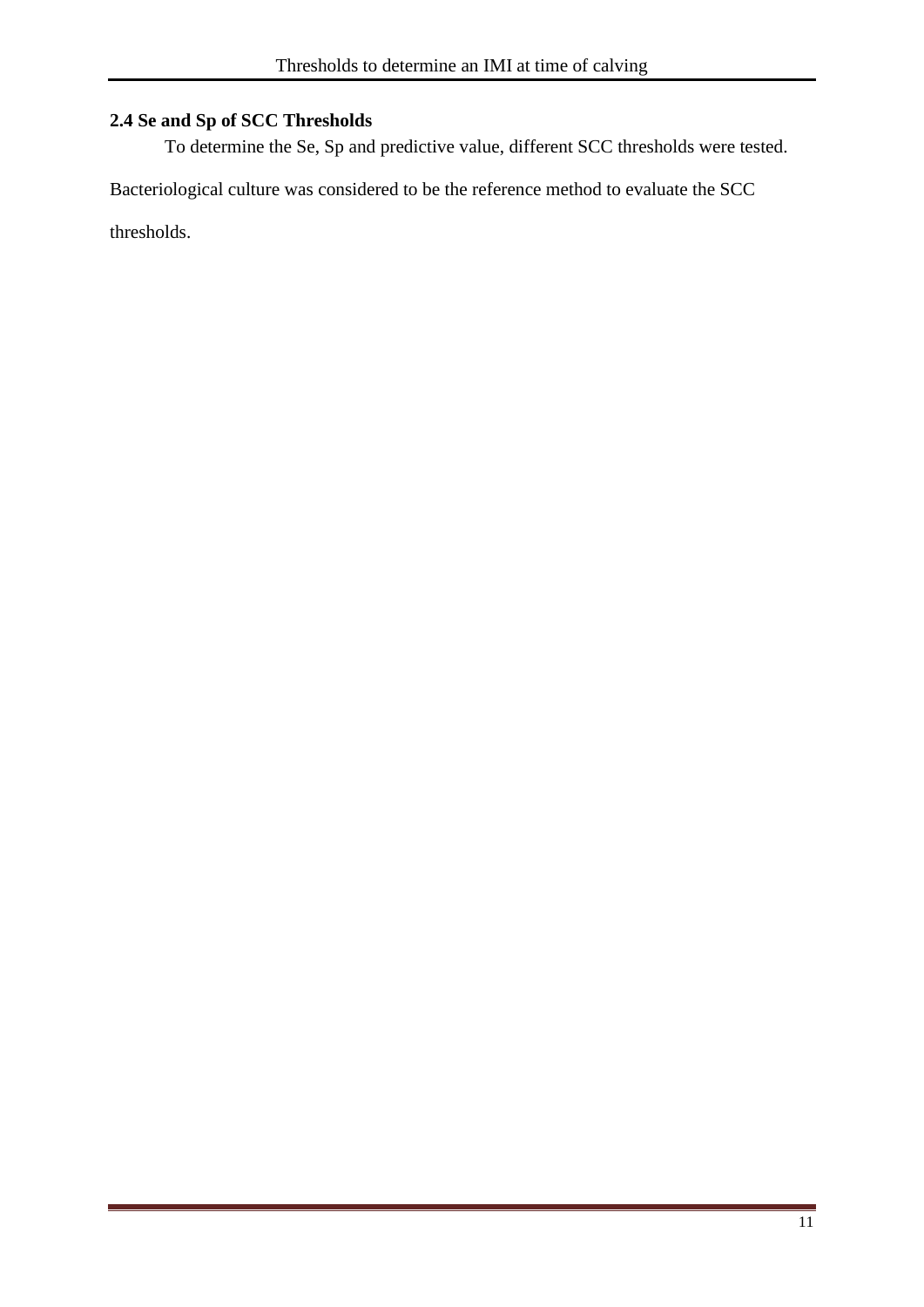## 2.4 Se and Sp of SCC Thresholds

To determine the Se, Sp and predictive value, different SCC thresholds were tested. Bacteriological culture was considered to be the reference method to evaluate the SCC thresholds.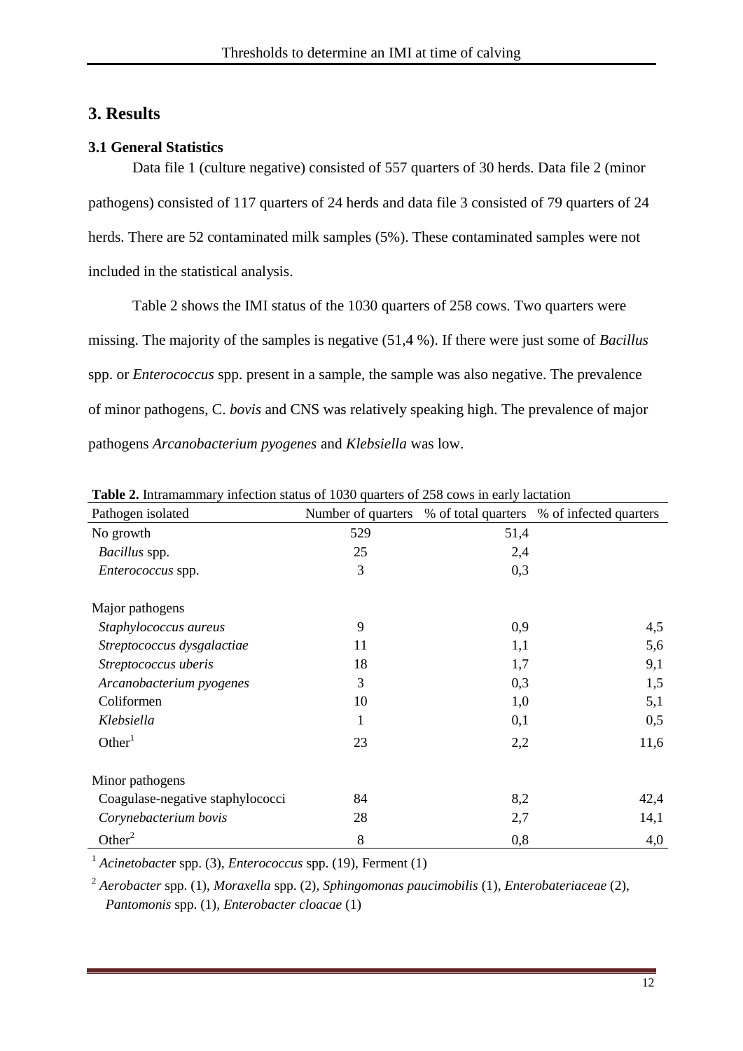## 3. Results

### 3.1 General Statistics

Data file 1 (culture negative) consisted of 557 quarters of 30 herds. Data file 2 (minor pathogens) consisted of 117 quarters of 24 herds and data file 3 consisted of 79 quarters of 24 herds. There are 52 contaminated milk samples (5%). These contaminated samples were not included in the statistical analysis.

Table 2 shows the IMI status of the 1030 quarters of 258 cows. Two quarters were missing. The majority of the samples is negative (51,4 %). If there were just some of *Bacillus* spp. or *Enterococcus* spp. present in a sample, the sample was also negative. The prevalence of minor pathogens, C. *bovis* and CNS was relatively speaking high. The prevalence of major pathogens *Arcanobacterium pyogenes* and *Klebsiella* was low.

**Table 2.** Intramammary infection status of 1030 quarters of 258 cows in early lactation

| Pathogen isolated | Number of quarters | % of total quarters | % of infected quarters |
|---|---|---|---|
| No growth | 529 | 51,4 | |
| *Bacillus* spp. | 25 | 2,4 | |
| *Enterococcus* spp. | 3 | 0,3 | |
| Major pathogens | | | |
| *Staphylococcus aureus* | 9 | 0,9 | 4,5 |
| *Streptococcus dysgalactiae* | 11 | 1,1 | 5,6 |
| *Streptococcus uberis* | 18 | 1,7 | 9,1 |
| *Arcanobacterium pyogenes* | 3 | 0,3 | 1,5 |
| Coliformen | 10 | 1,0 | 5,1 |
| *Klebsiella* | 1 | 0,1 | 0,5 |
| Other[1] | 23 | 2,2 | 11,6 |
| Minor pathogens | | | |
| Coagulase-negative staphylococci | 84 | 8,2 | 42,4 |
| *Corynebacterium bovis* | 28 | 2,7 | 14,1 |
| Other[2] | 8 | 0,8 | 4,0 |

[1] *Acinetobacte*r spp. (3), *Enterococcus* spp. (19), Ferment (1)

[2] *Aerobacter* spp. (1), *Moraxella* spp. (2), *Sphingomonas paucimobilis* (1), *Enterobateriaceae* (2), *Pantomonis* spp. (1), *Enterobacter cloacae* (1)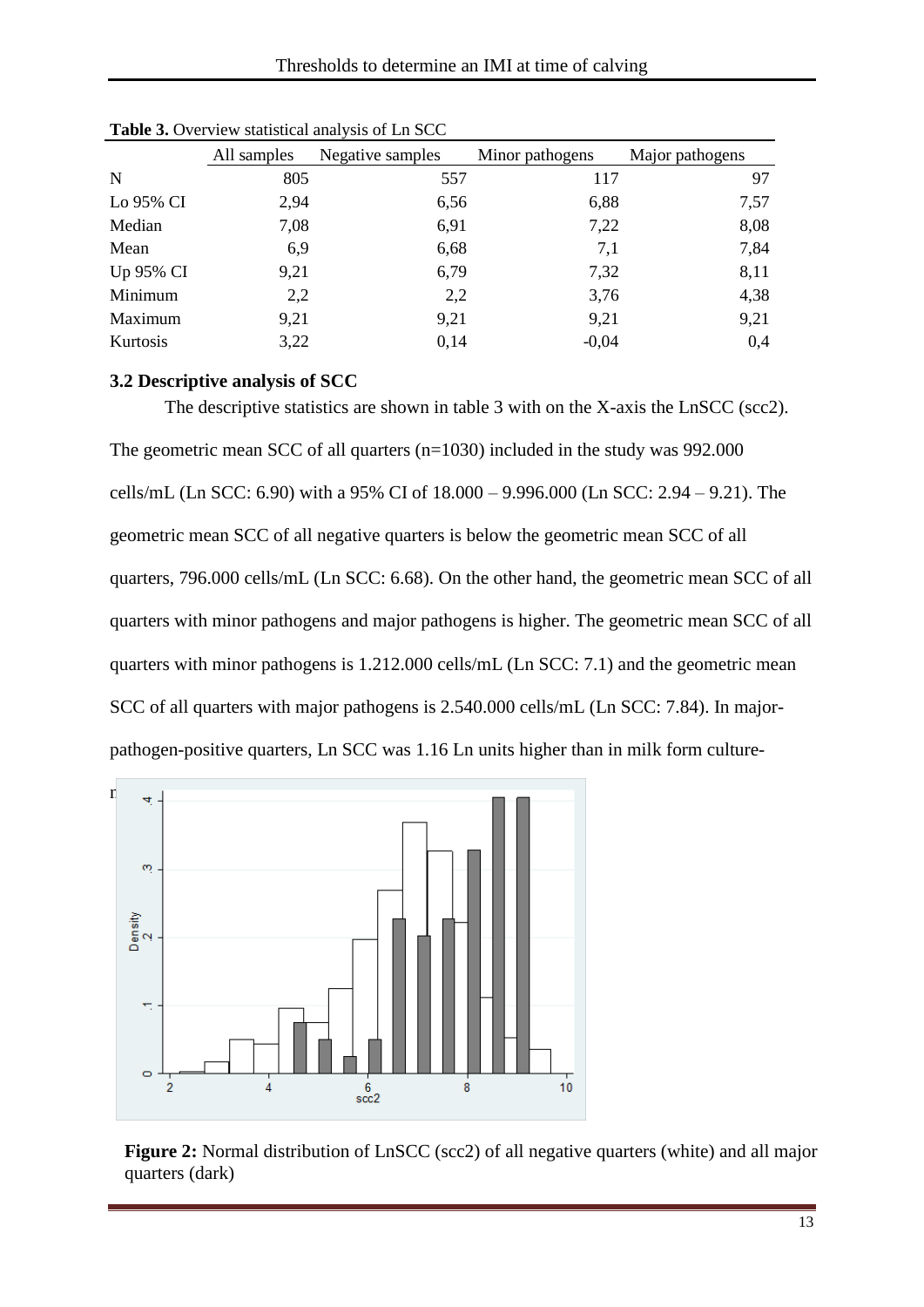**Table 3.** Overview statistical analysis of Ln SCC

| | All samples | Negative samples | Minor pathogens | Major pathogens |
|---|---|---|---|---|
| N | 805 | 557 | 117 | 97 |
| Lo 95% CI | 2,94 | 6,56 | 6,88 | 7,57 |
| Median | 7,08 | 6,91 | 7,22 | 8,08 |
| Mean | 6,9 | 6,68 | 7,1 | 7,84 |
| Up 95% CI | 9,21 | 6,79 | 7,32 | 8,11 |
| Minimum | 2,2 | 2,2 | 3,76 | 4,38 |
| Maximum | 9,21 | 9,21 | 9,21 | 9,21 |
| Kurtosis | 3,22 | 0,14 | -0,04 | 0,4 |

### 3.2 Descriptive analysis of SCC

The descriptive statistics are shown in table 3 with on the X-axis the LnSCC (scc2). The geometric mean SCC of all quarters (n=1030) included in the study was 992.000 cells/mL (Ln SCC: 6.90) with a 95% CI of 18.000 – 9.996.000 (Ln SCC: 2.94 – 9.21). The geometric mean SCC of all negative quarters is below the geometric mean SCC of all quarters, 796.000 cells/mL (Ln SCC: 6.68). On the other hand, the geometric mean SCC of all quarters with minor pathogens and major pathogens is higher. The geometric mean SCC of all quarters with minor pathogens is 1.212.000 cells/mL (Ln SCC: 7.1) and the geometric mean SCC of all quarters with major pathogens is 2.540.000 cells/mL (Ln SCC: 7.84). In major-pathogen-positive quarters, Ln SCC was 1.16 Ln units higher than in milk form culture-n

**Figure 2:** Normal distribution of LnSCC (scc2) of all negative quarters (white) and all major quarters (dark)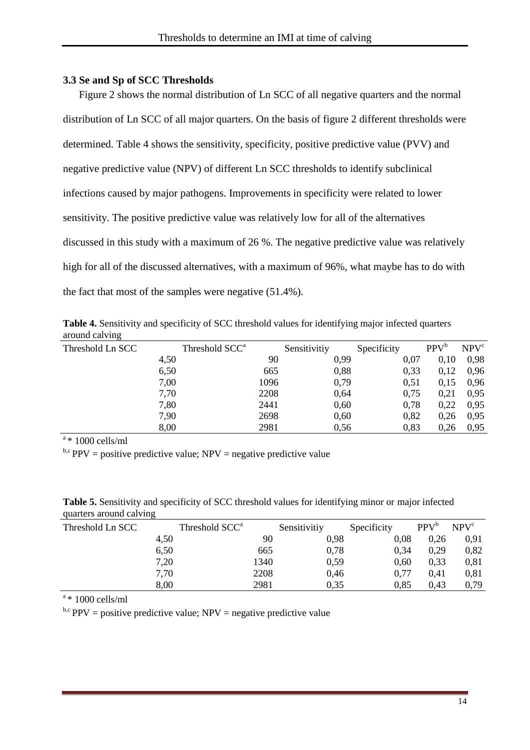### 3.3 Se and Sp of SCC Thresholds

Figure 2 shows the normal distribution of Ln SCC of all negative quarters and the normal distribution of Ln SCC of all major quarters. On the basis of figure 2 different thresholds were determined. Table 4 shows the sensitivity, specificity, positive predictive value (PVV) and negative predictive value (NPV) of different Ln SCC thresholds to identify subclinical infections caused by major pathogens. Improvements in specificity were related to lower sensitivity. The positive predictive value was relatively low for all of the alternatives discussed in this study with a maximum of 26 %. The negative predictive value was relatively high for all of the discussed alternatives, with a maximum of 96%, what maybe has to do with the fact that most of the samples were negative (51.4%).

**Table 4.** Sensitivity and specificity of SCC threshold values for identifying major infected quarters around calving

| Threshold Ln SCC | Threshold SCC[a] | Sensitivitiy | Specificity | PPV[b] | NPV[c] |
|---|---|---|---|---|---|
| 4,50 | 90 | 0,99 | 0,07 | 0,10 | 0,98 |
| 6,50 | 665 | 0,88 | 0,33 | 0,12 | 0,96 |
| 7,00 | 1096 | 0,79 | 0,51 | 0,15 | 0,96 |
| 7,70 | 2208 | 0,64 | 0,75 | 0,21 | 0,95 |
| 7,80 | 2441 | 0,60 | 0,78 | 0,22 | 0,95 |
| 7,90 | 2698 | 0,60 | 0,82 | 0,26 | 0,95 |
| 8,00 | 2981 | 0,56 | 0,83 | 0,26 | 0,95 |

[a] * 1000 cells/ml

[b,c] PPV = positive predictive value; NPV = negative predictive value

**Table 5.** Sensitivity and specificity of SCC threshold values for identifying minor or major infected quarters around calving

| Threshold Ln SCC | Threshold SCC[a] | Sensitivitiy | Specificity | PPV[b] | NPV[c] |
|---|---|---|---|---|---|
| 4,50 | 90 | 0,98 | 0,08 | 0,26 | 0,91 |
| 6,50 | 665 | 0,78 | 0,34 | 0,29 | 0,82 |
| 7,20 | 1340 | 0,59 | 0,60 | 0,33 | 0,81 |
| 7,70 | 2208 | 0,46 | 0,77 | 0,41 | 0,81 |
| 8,00 | 2981 | 0,35 | 0,85 | 0,43 | 0,79 |

[a] * 1000 cells/ml

[b,c] PPV = positive predictive value; NPV = negative predictive value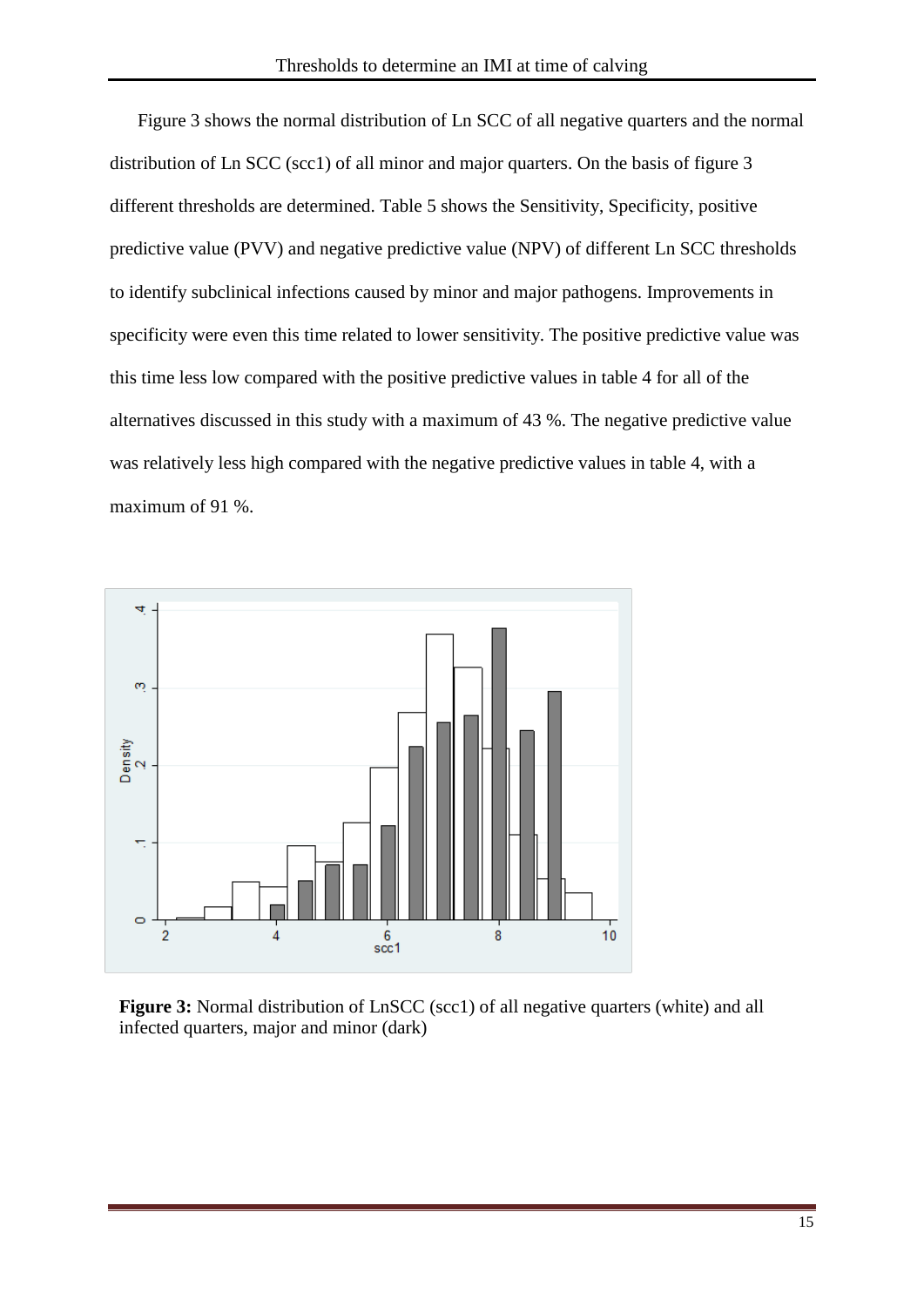Figure 3 shows the normal distribution of Ln SCC of all negative quarters and the normal distribution of Ln SCC (scc1) of all minor and major quarters. On the basis of figure 3 different thresholds are determined. Table 5 shows the Sensitivity, Specificity, positive predictive value (PVV) and negative predictive value (NPV) of different Ln SCC thresholds to identify subclinical infections caused by minor and major pathogens. Improvements in specificity were even this time related to lower sensitivity. The positive predictive value was this time less low compared with the positive predictive values in table 4 for all of the alternatives discussed in this study with a maximum of 43 %. The negative predictive value was relatively less high compared with the negative predictive values in table 4, with a maximum of 91 %.

**Figure 3:** Normal distribution of LnSCC (scc1) of all negative quarters (white) and all infected quarters, major and minor (dark)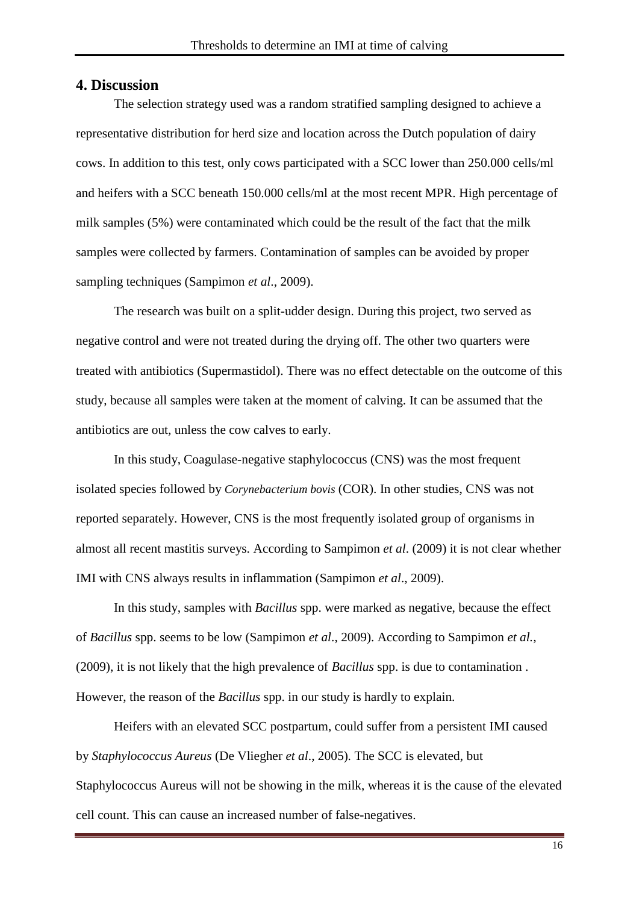## 4. Discussion

The selection strategy used was a random stratified sampling designed to achieve a representative distribution for herd size and location across the Dutch population of dairy cows. In addition to this test, only cows participated with a SCC lower than 250.000 cells/ml and heifers with a SCC beneath 150.000 cells/ml at the most recent MPR. High percentage of milk samples (5%) were contaminated which could be the result of the fact that the milk samples were collected by farmers. Contamination of samples can be avoided by proper sampling techniques (Sampimon *et al*., 2009).

The research was built on a split-udder design. During this project, two served as negative control and were not treated during the drying off. The other two quarters were treated with antibiotics (Supermastidol). There was no effect detectable on the outcome of this study, because all samples were taken at the moment of calving. It can be assumed that the antibiotics are out, unless the cow calves to early.

In this study, Coagulase-negative staphylococcus (CNS) was the most frequent isolated species followed by *Corynebacterium bovis* (COR). In other studies, CNS was not reported separately. However, CNS is the most frequently isolated group of organisms in almost all recent mastitis surveys. According to Sampimon *et al*. (2009) it is not clear whether IMI with CNS always results in inflammation (Sampimon *et al*., 2009).

In this study, samples with *Bacillus* spp. were marked as negative, because the effect of *Bacillus* spp. seems to be low (Sampimon *et al*., 2009). According to Sampimon *et al.*, (2009), it is not likely that the high prevalence of *Bacillus* spp. is due to contamination . However, the reason of the *Bacillus* spp. in our study is hardly to explain.

Heifers with an elevated SCC postpartum, could suffer from a persistent IMI caused by *Staphylococcus Aureus* (De Vliegher *et al*., 2005). The SCC is elevated, but Staphylococcus Aureus will not be showing in the milk, whereas it is the cause of the elevated cell count. This can cause an increased number of false-negatives.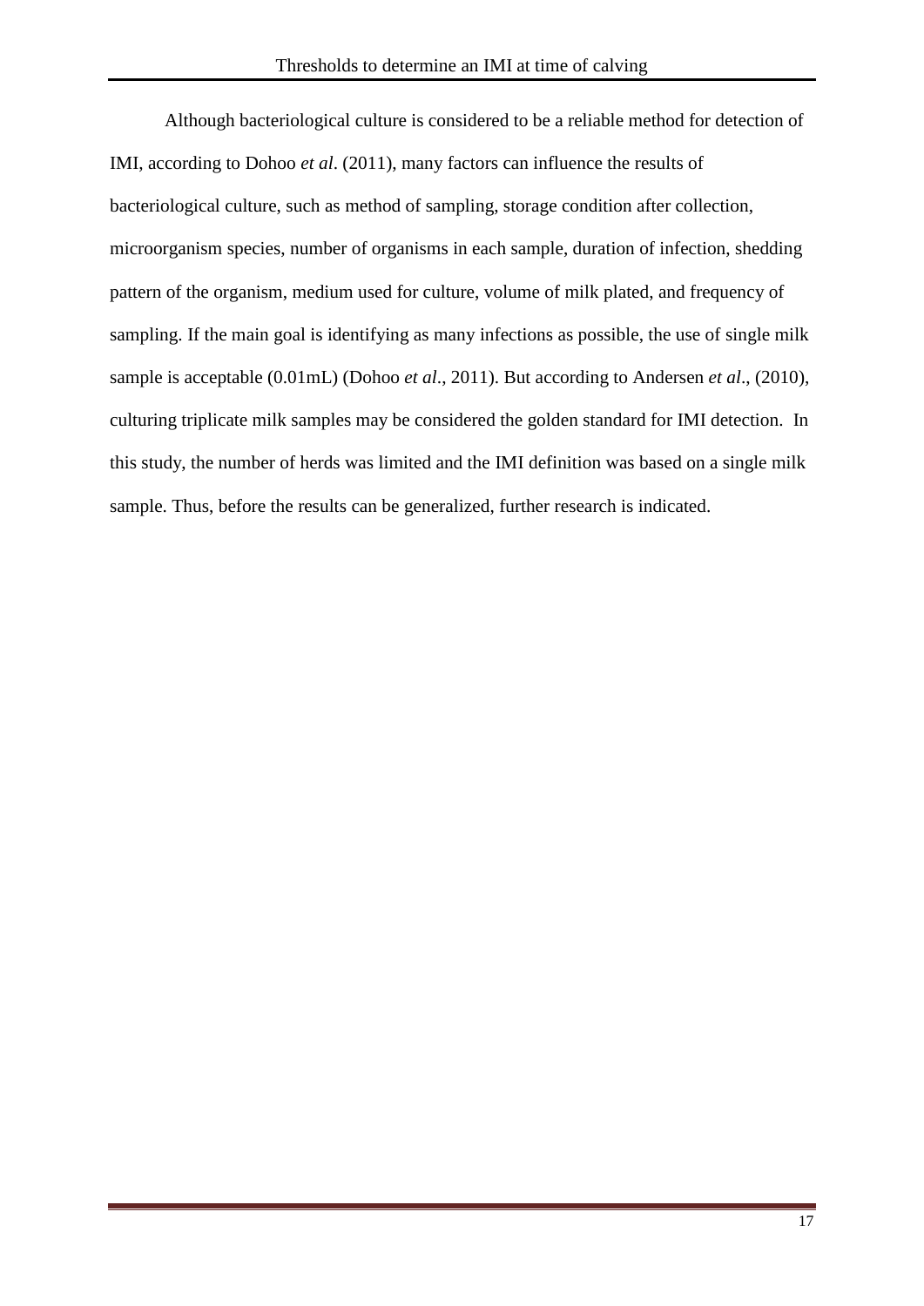Although bacteriological culture is considered to be a reliable method for detection of IMI, according to Dohoo *et al*. (2011), many factors can influence the results of bacteriological culture, such as method of sampling, storage condition after collection, microorganism species, number of organisms in each sample, duration of infection, shedding pattern of the organism, medium used for culture, volume of milk plated, and frequency of sampling. If the main goal is identifying as many infections as possible, the use of single milk sample is acceptable (0.01mL) (Dohoo *et al*., 2011). But according to Andersen *et al*., (2010), culturing triplicate milk samples may be considered the golden standard for IMI detection. In this study, the number of herds was limited and the IMI definition was based on a single milk sample. Thus, before the results can be generalized, further research is indicated.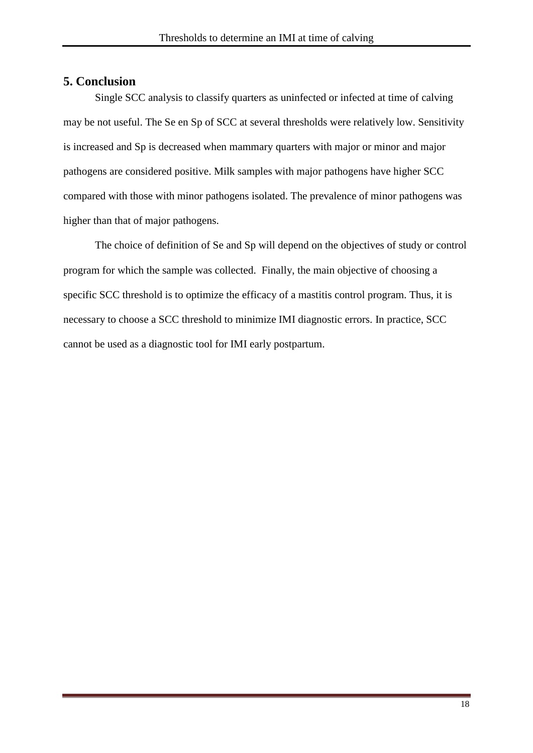## 5. Conclusion

Single SCC analysis to classify quarters as uninfected or infected at time of calving may be not useful. The Se en Sp of SCC at several thresholds were relatively low. Sensitivity is increased and Sp is decreased when mammary quarters with major or minor and major pathogens are considered positive. Milk samples with major pathogens have higher SCC compared with those with minor pathogens isolated. The prevalence of minor pathogens was higher than that of major pathogens.

The choice of definition of Se and Sp will depend on the objectives of study or control program for which the sample was collected. Finally, the main objective of choosing a specific SCC threshold is to optimize the efficacy of a mastitis control program. Thus, it is necessary to choose a SCC threshold to minimize IMI diagnostic errors. In practice, SCC cannot be used as a diagnostic tool for IMI early postpartum.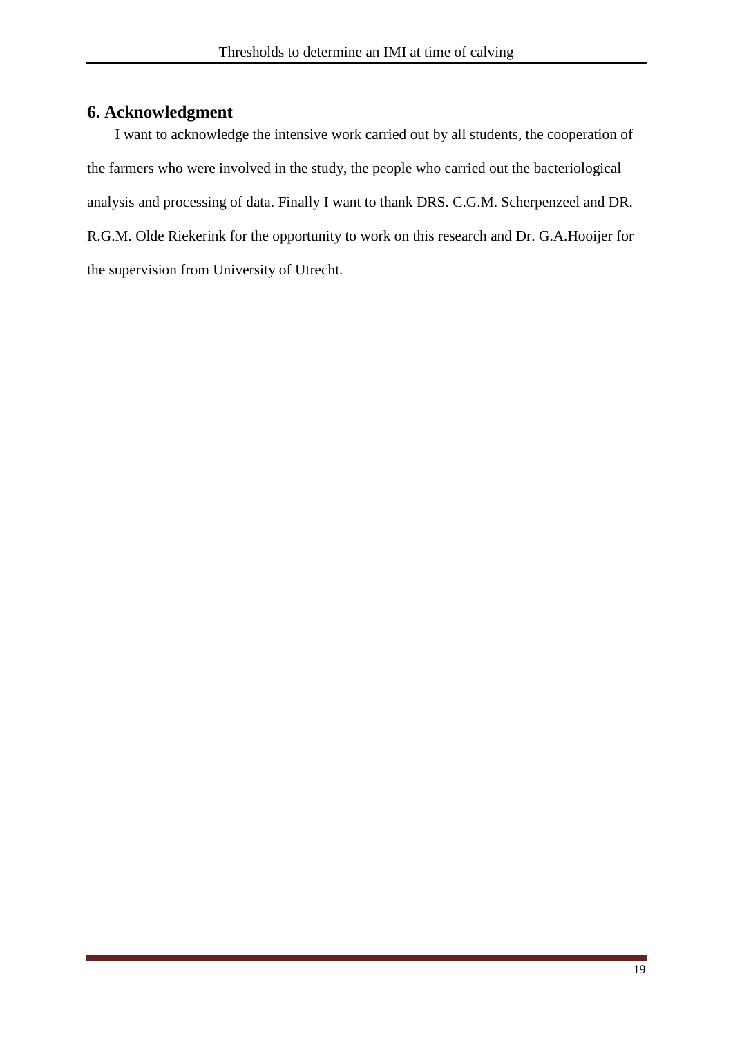## 6. Acknowledgment

I want to acknowledge the intensive work carried out by all students, the cooperation of the farmers who were involved in the study, the people who carried out the bacteriological analysis and processing of data. Finally I want to thank DRS. C.G.M. Scherpenzeel and DR. R.G.M. Olde Riekerink for the opportunity to work on this research and Dr. G.A.Hooijer for the supervision from University of Utrecht.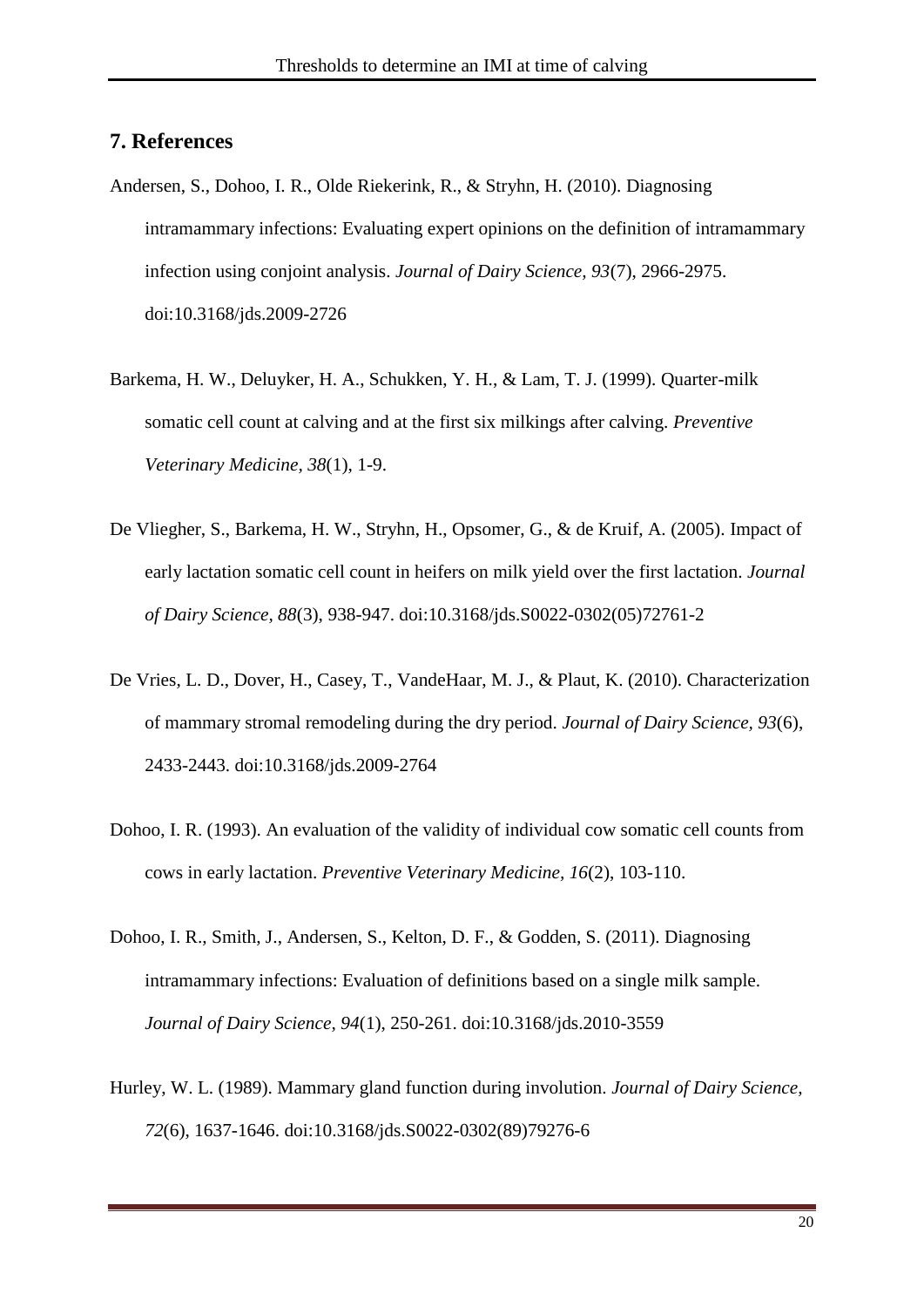## 7. References

Andersen, S., Dohoo, I. R., Olde Riekerink, R., & Stryhn, H. (2010). Diagnosing intramammary infections: Evaluating expert opinions on the definition of intramammary infection using conjoint analysis. *Journal of Dairy Science, 93*(7), 2966-2975. doi:10.3168/jds.2009-2726

Barkema, H. W., Deluyker, H. A., Schukken, Y. H., & Lam, T. J. (1999). Quarter-milk somatic cell count at calving and at the first six milkings after calving. *Preventive Veterinary Medicine, 38*(1), 1-9.

De Vliegher, S., Barkema, H. W., Stryhn, H., Opsomer, G., & de Kruif, A. (2005). Impact of early lactation somatic cell count in heifers on milk yield over the first lactation. *Journal of Dairy Science, 88*(3), 938-947. doi:10.3168/jds.S0022-0302(05)72761-2

De Vries, L. D., Dover, H., Casey, T., VandeHaar, M. J., & Plaut, K. (2010). Characterization of mammary stromal remodeling during the dry period. *Journal of Dairy Science, 93*(6), 2433-2443. doi:10.3168/jds.2009-2764

Dohoo, I. R. (1993). An evaluation of the validity of individual cow somatic cell counts from cows in early lactation. *Preventive Veterinary Medicine, 16*(2), 103-110.

Dohoo, I. R., Smith, J., Andersen, S., Kelton, D. F., & Godden, S. (2011). Diagnosing intramammary infections: Evaluation of definitions based on a single milk sample. *Journal of Dairy Science, 94*(1), 250-261. doi:10.3168/jds.2010-3559

Hurley, W. L. (1989). Mammary gland function during involution. *Journal of Dairy Science, 72*(6), 1637-1646. doi:10.3168/jds.S0022-0302(89)79276-6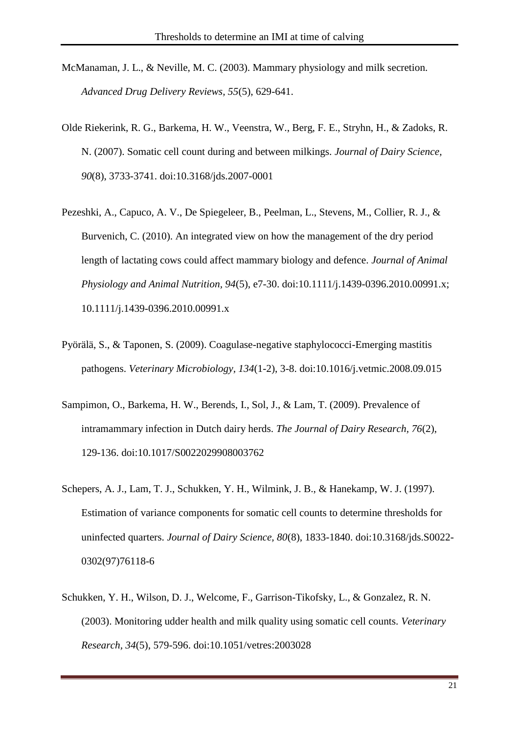McManaman, J. L., & Neville, M. C. (2003). Mammary physiology and milk secretion. *Advanced Drug Delivery Reviews, 55*(5), 629-641.

Olde Riekerink, R. G., Barkema, H. W., Veenstra, W., Berg, F. E., Stryhn, H., & Zadoks, R. N. (2007). Somatic cell count during and between milkings. *Journal of Dairy Science, 90*(8), 3733-3741. doi:10.3168/jds.2007-0001

Pezeshki, A., Capuco, A. V., De Spiegeleer, B., Peelman, L., Stevens, M., Collier, R. J., & Burvenich, C. (2010). An integrated view on how the management of the dry period length of lactating cows could affect mammary biology and defence. *Journal of Animal Physiology and Animal Nutrition, 94*(5), e7-30. doi:10.1111/j.1439-0396.2010.00991.x; 10.1111/j.1439-0396.2010.00991.x

Pyörälä, S., & Taponen, S. (2009). Coagulase-negative staphylococci-Emerging mastitis pathogens. *Veterinary Microbiology, 134*(1-2), 3-8. doi:10.1016/j.vetmic.2008.09.015

Sampimon, O., Barkema, H. W., Berends, I., Sol, J., & Lam, T. (2009). Prevalence of intramammary infection in Dutch dairy herds. *The Journal of Dairy Research, 76*(2), 129-136. doi:10.1017/S0022029908003762

Schepers, A. J., Lam, T. J., Schukken, Y. H., Wilmink, J. B., & Hanekamp, W. J. (1997). Estimation of variance components for somatic cell counts to determine thresholds for uninfected quarters. *Journal of Dairy Science, 80*(8), 1833-1840. doi:10.3168/jds.S0022-0302(97)76118-6

Schukken, Y. H., Wilson, D. J., Welcome, F., Garrison-Tikofsky, L., & Gonzalez, R. N. (2003). Monitoring udder health and milk quality using somatic cell counts. *Veterinary Research, 34*(5), 579-596. doi:10.1051/vetres:2003028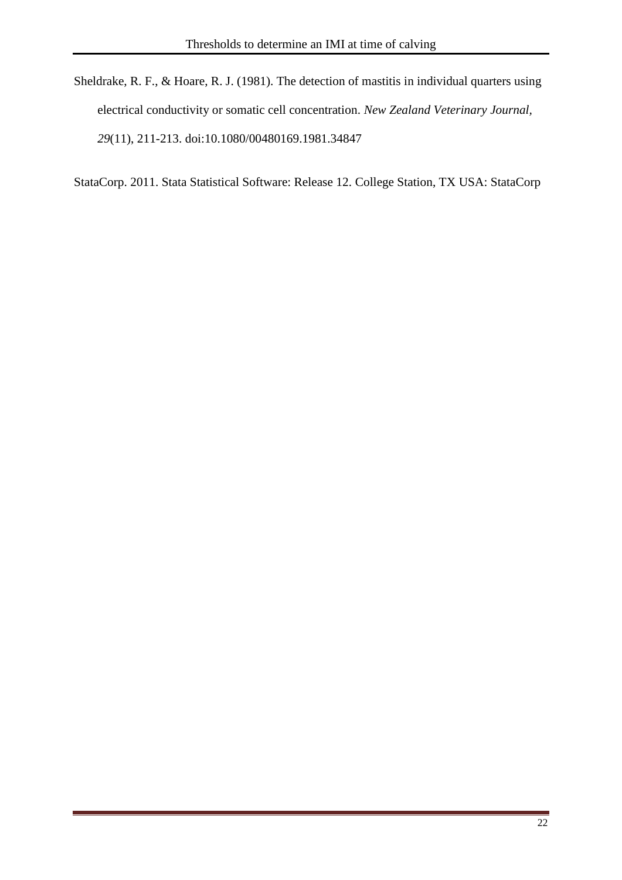Sheldrake, R. F., & Hoare, R. J. (1981). The detection of mastitis in individual quarters using electrical conductivity or somatic cell concentration. *New Zealand Veterinary Journal, 29*(11), 211-213. doi:10.1080/00480169.1981.34847

StataCorp. 2011. Stata Statistical Software: Release 12. College Station, TX USA: StataCorp